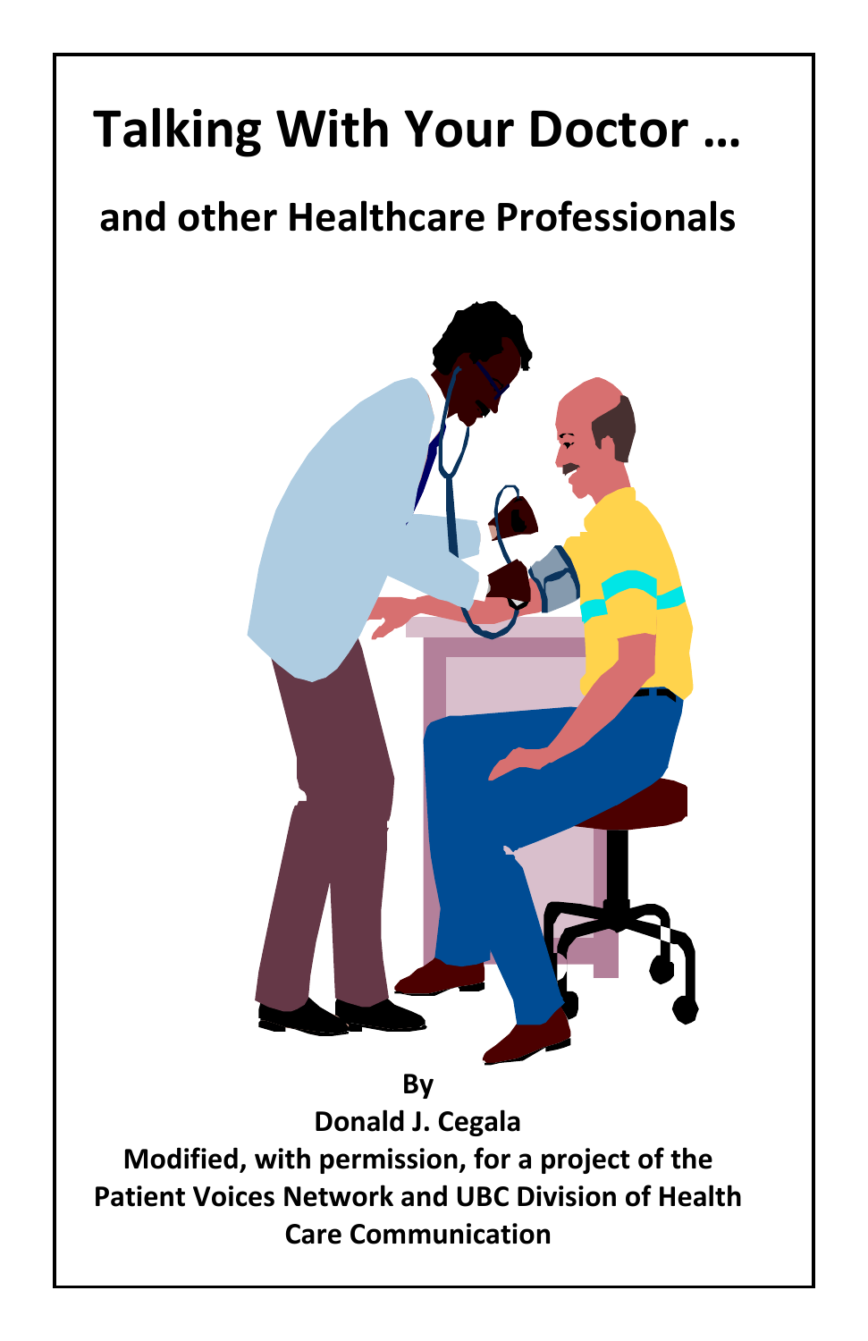# Talking With Your Doctor …

## and other Healthcare Professionals

**By**

**Donald J. Cegala**

**Modified, with permission, for a project of the Patient Voices Network and UBC Division of Health Care Communication**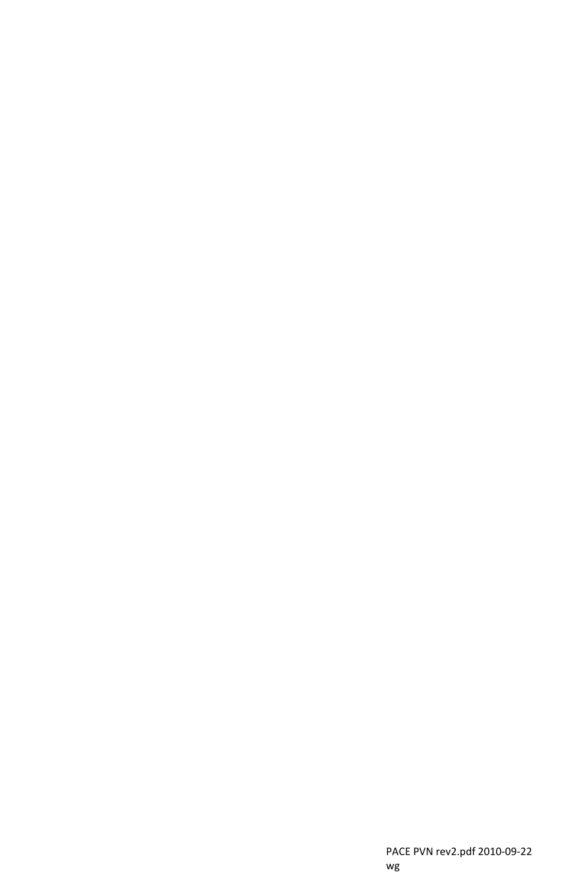PACE PVN rev2.pdf 2010-09-22
wg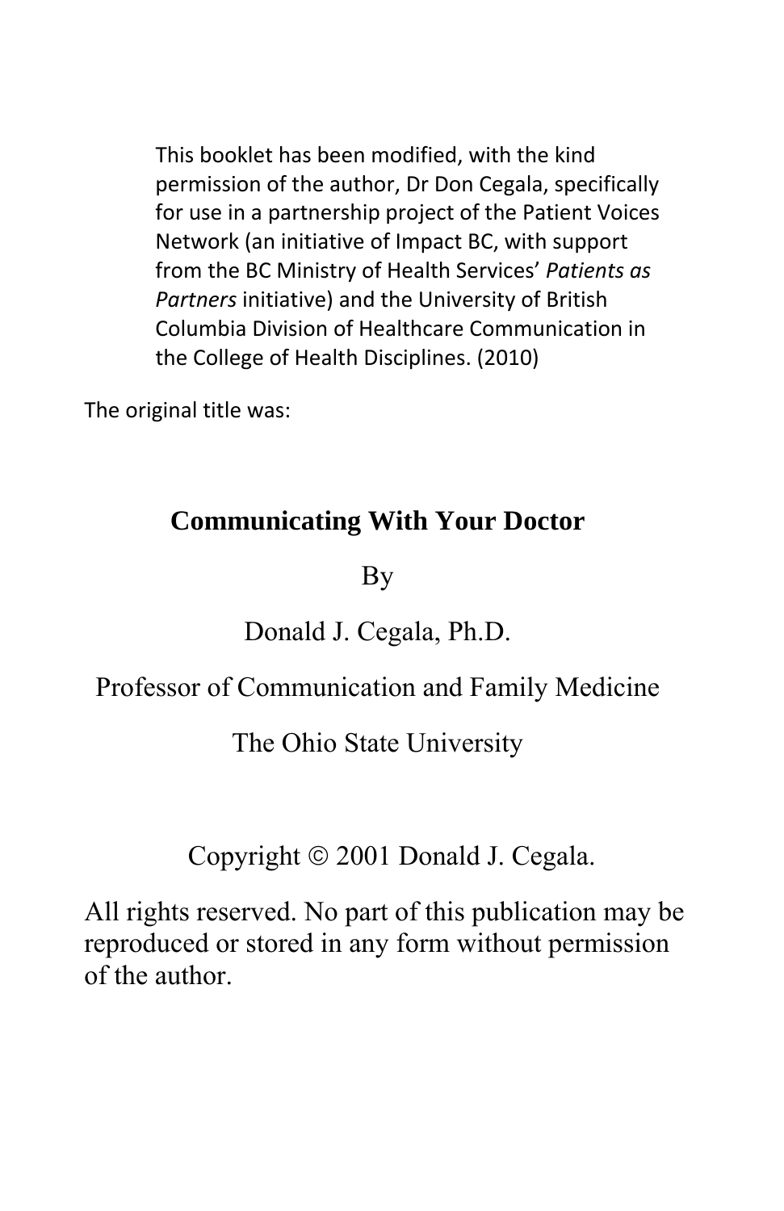This booklet has been modified, with the kind permission of the author, Dr Don Cegala, specifically for use in a partnership project of the Patient Voices Network (an initiative of Impact BC, with support from the BC Ministry of Health Services' *Patients as Partners* initiative) and the University of British Columbia Division of Healthcare Communication in the College of Health Disciplines. (2010)

The original title was:

**Communicating With Your Doctor**

By

Donald J. Cegala, Ph.D.

Professor of Communication and Family Medicine

The Ohio State University

Copyright © 2001 Donald J. Cegala.

All rights reserved. No part of this publication may be reproduced or stored in any form without permission of the author.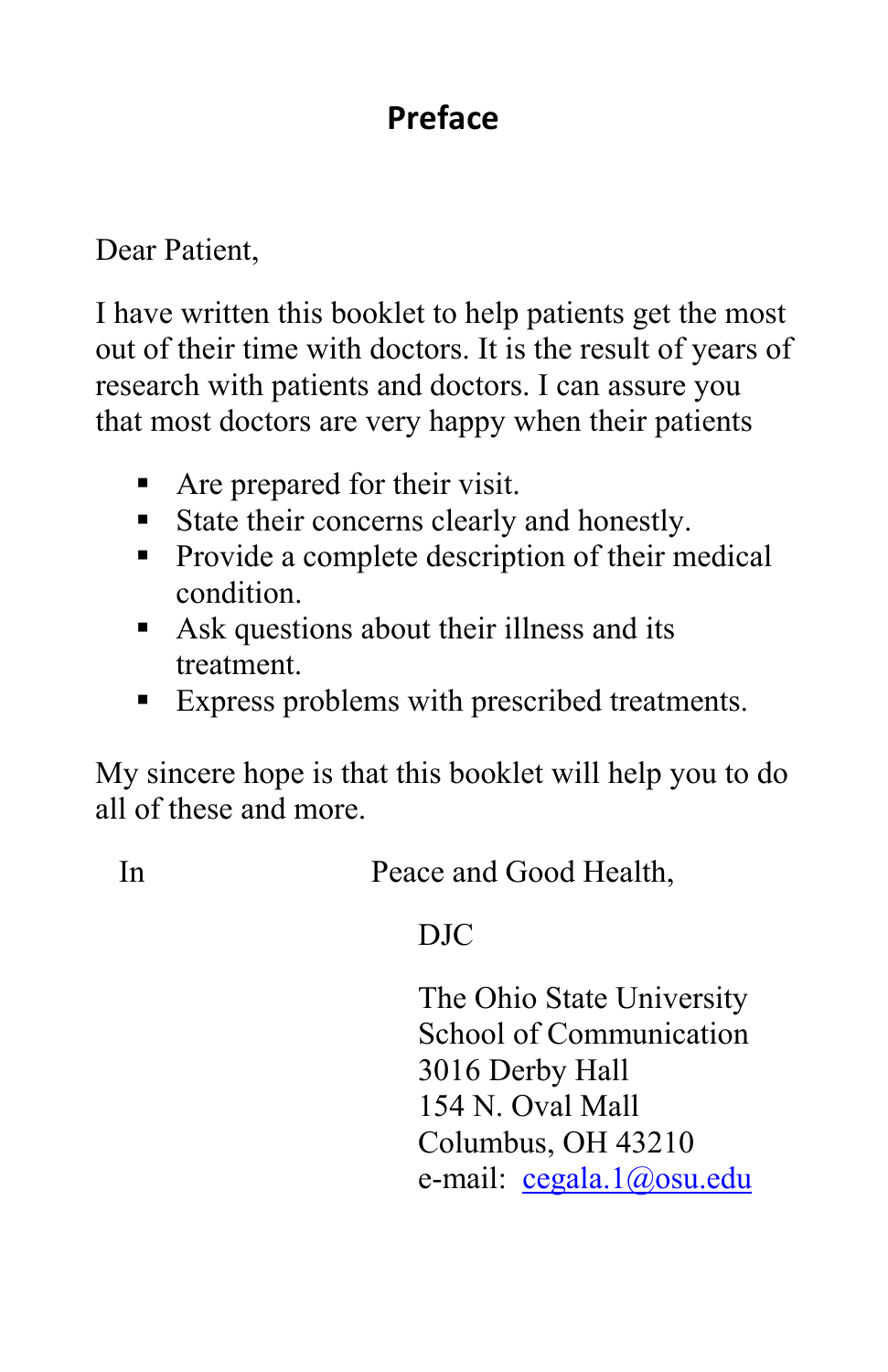# Preface

Dear Patient,

I have written this booklet to help patients get the most out of their time with doctors. It is the result of years of research with patients and doctors. I can assure you that most doctors are very happy when their patients

- Are prepared for their visit.
- State their concerns clearly and honestly.
- Provide a complete description of their medical condition.
- Ask questions about their illness and its treatment.
- Express problems with prescribed treatments.

My sincere hope is that this booklet will help you to do all of these and more.

In Peace and Good Health,

DJC

The Ohio State University
School of Communication
3016 Derby Hall
154 N. Oval Mall
Columbus, OH 43210
e-mail: cegala.1@osu.edu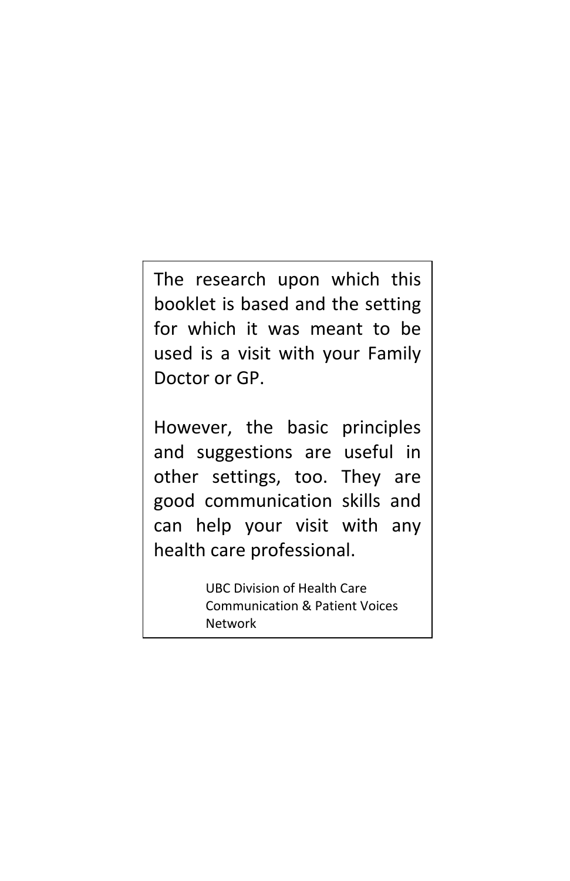The research upon which this booklet is based and the setting for which it was meant to be used is a visit with your Family Doctor or GP.

However, the basic principles and suggestions are useful in other settings, too. They are good communication skills and can help your visit with any health care professional.

UBC Division of Health Care Communication & Patient Voices Network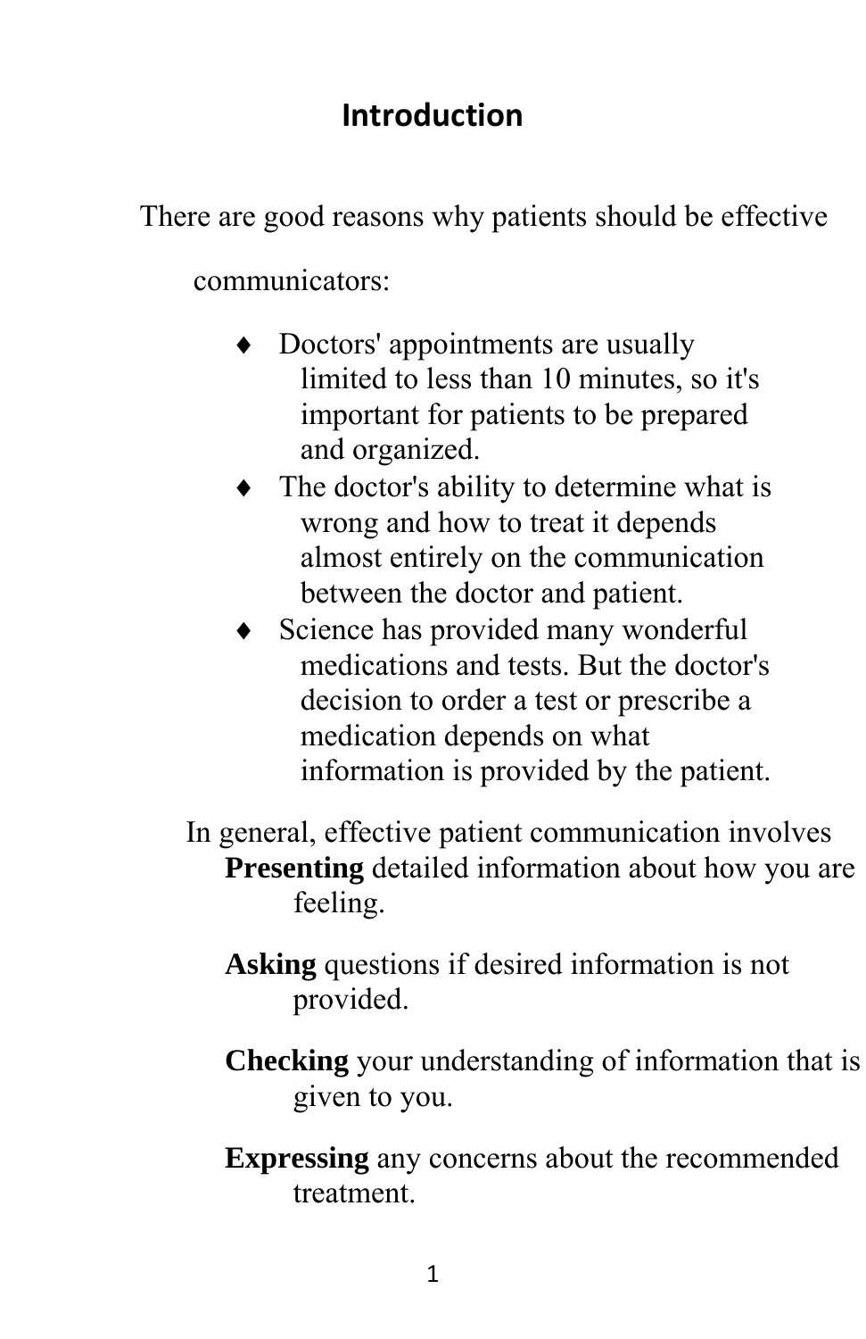# Introduction

There are good reasons why patients should be effective communicators:

- Doctors' appointments are usually limited to less than 10 minutes, so it's important for patients to be prepared and organized.
- The doctor's ability to determine what is wrong and how to treat it depends almost entirely on the communication between the doctor and patient.
- Science has provided many wonderful medications and tests. But the doctor's decision to order a test or prescribe a medication depends on what information is provided by the patient.

In general, effective patient communication involves

**Presenting** detailed information about how you are feeling.

**Asking** questions if desired information is not provided.

**Checking** your understanding of information that is given to you.

**Expressing** any concerns about the recommended treatment.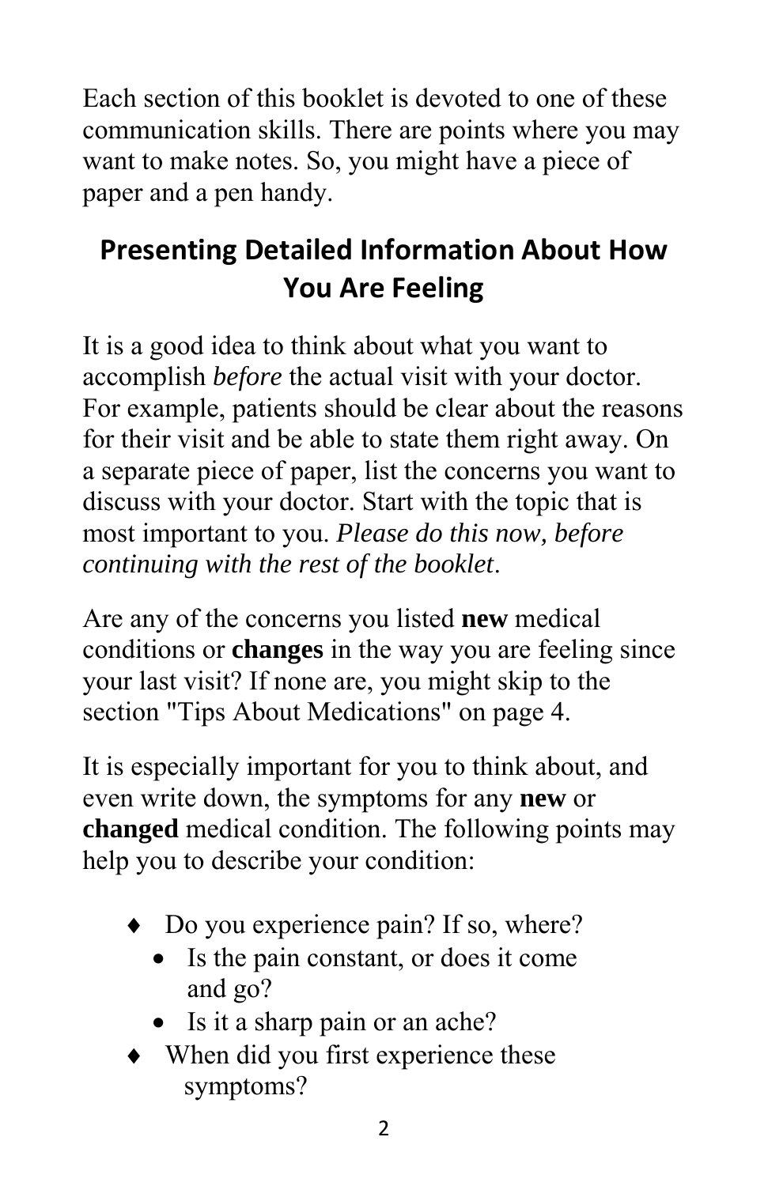Each section of this booklet is devoted to one of these communication skills. There are points where you may want to make notes. So, you might have a piece of paper and a pen handy.

## Presenting Detailed Information About How You Are Feeling

It is a good idea to think about what you want to accomplish *before* the actual visit with your doctor. For example, patients should be clear about the reasons for their visit and be able to state them right away. On a separate piece of paper, list the concerns you want to discuss with your doctor. Start with the topic that is most important to you. *Please do this now, before continuing with the rest of the booklet*.

Are any of the concerns you listed **new** medical conditions or **changes** in the way you are feeling since your last visit? If none are, you might skip to the section "Tips About Medications" on page 4.

It is especially important for you to think about, and even write down, the symptoms for any **new** or **changed** medical condition. The following points may help you to describe your condition:

- Do you experience pain? If so, where?
  - Is the pain constant, or does it come and go?
  - Is it a sharp pain or an ache?
- When did you first experience these symptoms?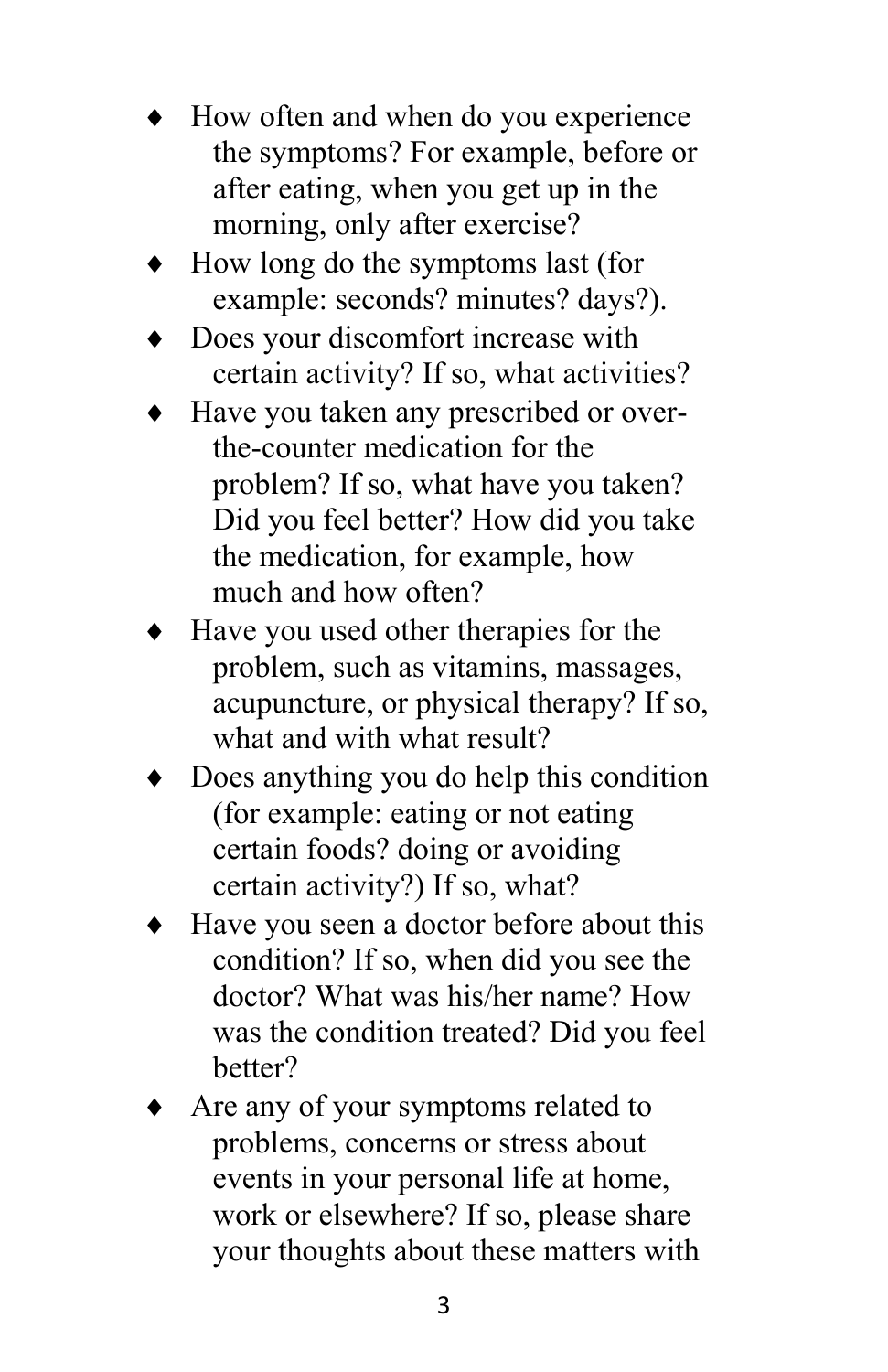- How often and when do you experience the symptoms? For example, before or after eating, when you get up in the morning, only after exercise?
- How long do the symptoms last (for example: seconds? minutes? days?).
- Does your discomfort increase with certain activity? If so, what activities?
- Have you taken any prescribed or over-the-counter medication for the problem? If so, what have you taken? Did you feel better? How did you take the medication, for example, how much and how often?
- Have you used other therapies for the problem, such as vitamins, massages, acupuncture, or physical therapy? If so, what and with what result?
- Does anything you do help this condition (for example: eating or not eating certain foods? doing or avoiding certain activity?) If so, what?
- Have you seen a doctor before about this condition? If so, when did you see the doctor? What was his/her name? How was the condition treated? Did you feel better?
- Are any of your symptoms related to problems, concerns or stress about events in your personal life at home, work or elsewhere? If so, please share your thoughts about these matters with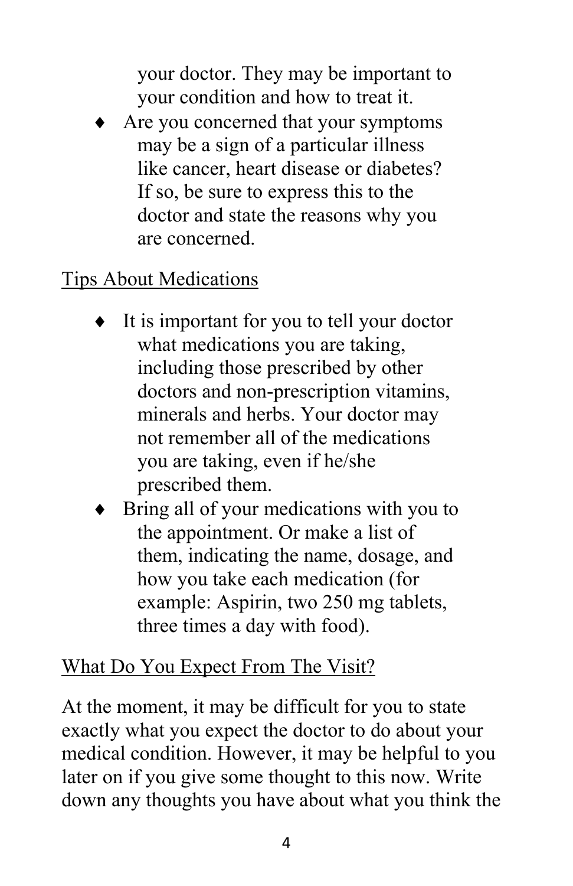your doctor. They may be important to your condition and how to treat it.

- Are you concerned that your symptoms may be a sign of a particular illness like cancer, heart disease or diabetes? If so, be sure to express this to the doctor and state the reasons why you are concerned.

Tips About Medications

- It is important for you to tell your doctor what medications you are taking, including those prescribed by other doctors and non-prescription vitamins, minerals and herbs. Your doctor may not remember all of the medications you are taking, even if he/she prescribed them.
- Bring all of your medications with you to the appointment. Or make a list of them, indicating the name, dosage, and how you take each medication (for example: Aspirin, two 250 mg tablets, three times a day with food).

What Do You Expect From The Visit?

At the moment, it may be difficult for you to state exactly what you expect the doctor to do about your medical condition. However, it may be helpful to you later on if you give some thought to this now. Write down any thoughts you have about what you think the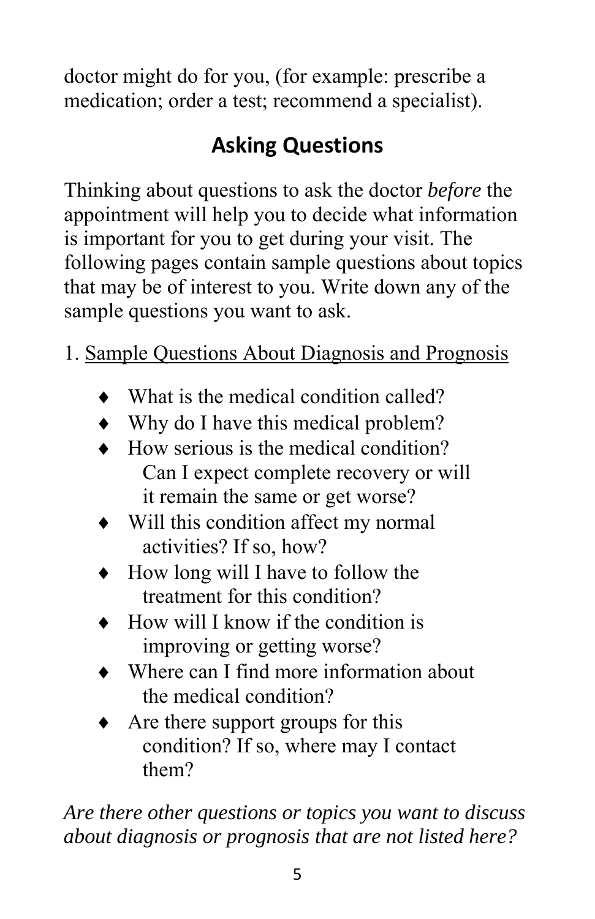doctor might do for you, (for example: prescribe a medication; order a test; recommend a specialist).

## Asking Questions

Thinking about questions to ask the doctor *before* the appointment will help you to decide what information is important for you to get during your visit. The following pages contain sample questions about topics that may be of interest to you. Write down any of the sample questions you want to ask.

1. Sample Questions About Diagnosis and Prognosis

- What is the medical condition called?
- Why do I have this medical problem?
- How serious is the medical condition? Can I expect complete recovery or will it remain the same or get worse?
- Will this condition affect my normal activities? If so, how?
- How long will I have to follow the treatment for this condition?
- How will I know if the condition is improving or getting worse?
- Where can I find more information about the medical condition?
- Are there support groups for this condition? If so, where may I contact them?

*Are there other questions or topics you want to discuss about diagnosis or prognosis that are not listed here?*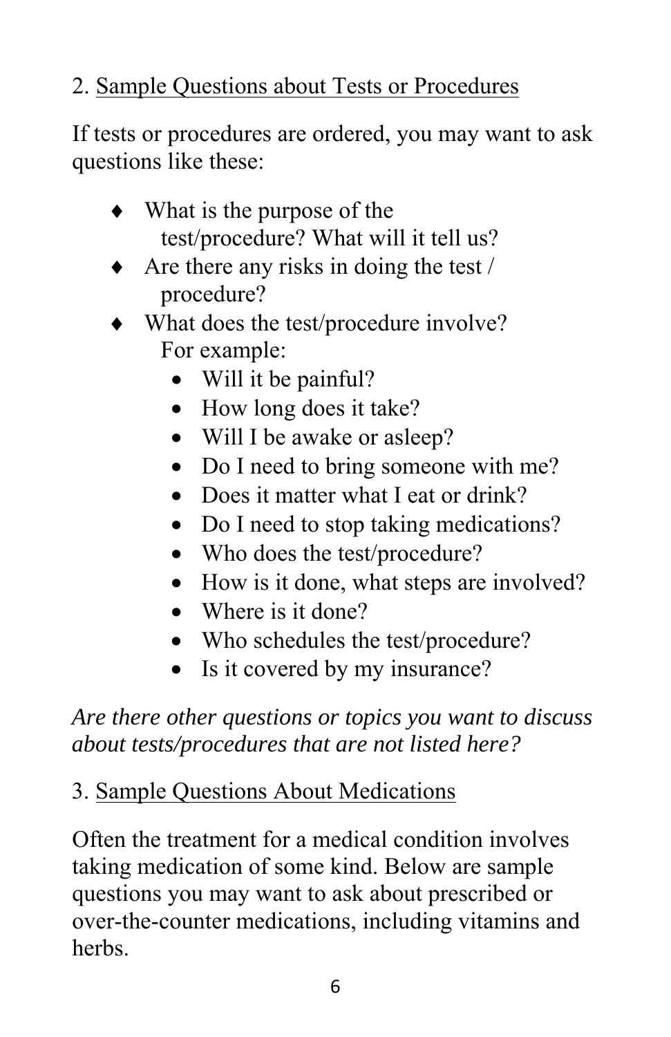## 2. Sample Questions about Tests or Procedures

If tests or procedures are ordered, you may want to ask questions like these:

- What is the purpose of the test/procedure? What will it tell us?
- Are there any risks in doing the test / procedure?
- What does the test/procedure involve? For example:
  - Will it be painful?
  - How long does it take?
  - Will I be awake or asleep?
  - Do I need to bring someone with me?
  - Does it matter what I eat or drink?
  - Do I need to stop taking medications?
  - Who does the test/procedure?
  - How is it done, what steps are involved?
  - Where is it done?
  - Who schedules the test/procedure?
  - Is it covered by my insurance?

*Are there other questions or topics you want to discuss about tests/procedures that are not listed here?*

## 3. Sample Questions About Medications

Often the treatment for a medical condition involves taking medication of some kind. Below are sample questions you may want to ask about prescribed or over-the-counter medications, including vitamins and herbs.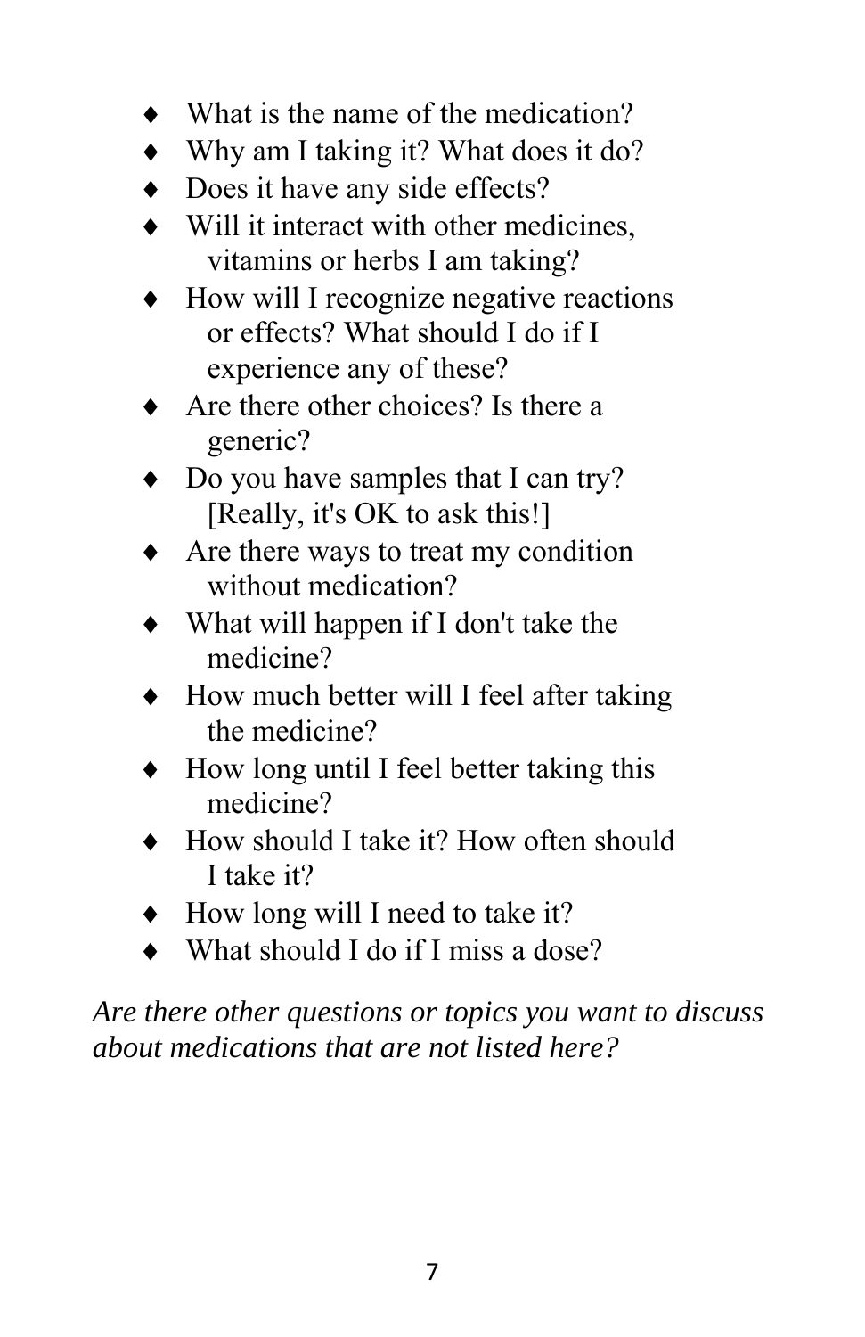- What is the name of the medication?
- Why am I taking it? What does it do?
- Does it have any side effects?
- Will it interact with other medicines, vitamins or herbs I am taking?
- How will I recognize negative reactions or effects? What should I do if I experience any of these?
- Are there other choices? Is there a generic?
- Do you have samples that I can try? [Really, it's OK to ask this!]
- Are there ways to treat my condition without medication?
- What will happen if I don't take the medicine?
- How much better will I feel after taking the medicine?
- How long until I feel better taking this medicine?
- How should I take it? How often should I take it?
- How long will I need to take it?
- What should I do if I miss a dose?

*Are there other questions or topics you want to discuss about medications that are not listed here?*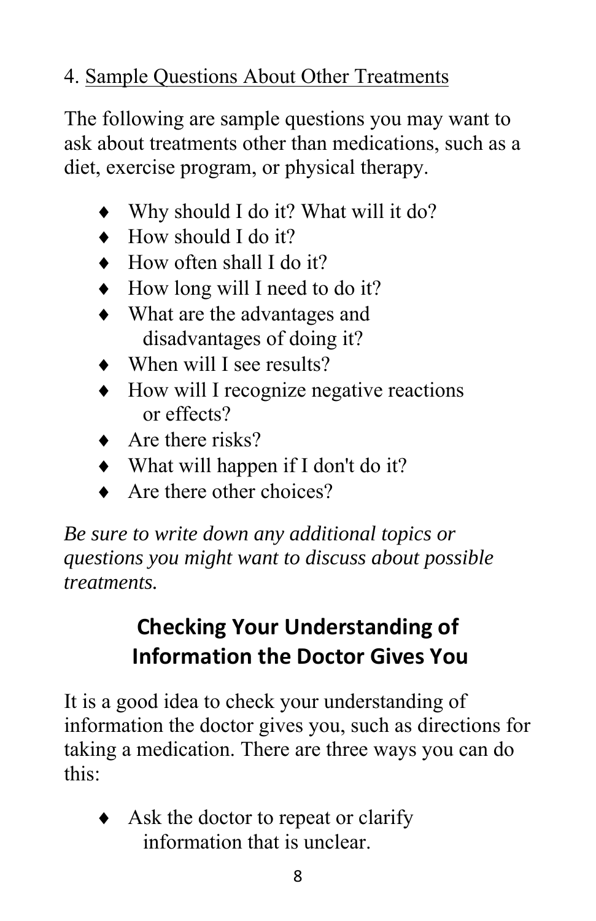4. Sample Questions About Other Treatments

The following are sample questions you may want to ask about treatments other than medications, such as a diet, exercise program, or physical therapy.

- Why should I do it? What will it do?
- How should I do it?
- How often shall I do it?
- How long will I need to do it?
- What are the advantages and disadvantages of doing it?
- When will I see results?
- How will I recognize negative reactions or effects?
- Are there risks?
- What will happen if I don't do it?
- Are there other choices?

*Be sure to write down any additional topics or questions you might want to discuss about possible treatments.*

## Checking Your Understanding of Information the Doctor Gives You

It is a good idea to check your understanding of information the doctor gives you, such as directions for taking a medication. There are three ways you can do this:

- Ask the doctor to repeat or clarify information that is unclear.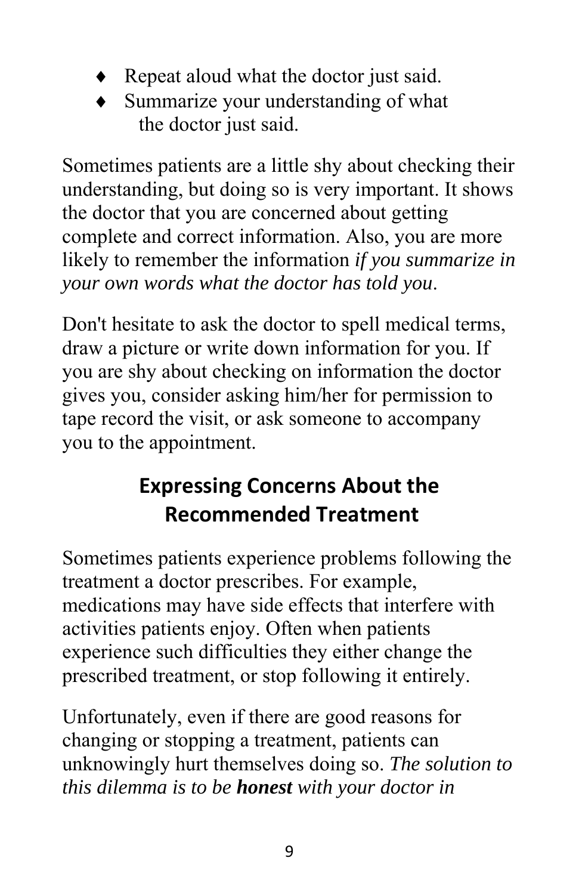- Repeat aloud what the doctor just said.
- Summarize your understanding of what the doctor just said.

Sometimes patients are a little shy about checking their understanding, but doing so is very important. It shows the doctor that you are concerned about getting complete and correct information. Also, you are more likely to remember the information *if you summarize in your own words what the doctor has told you*.

Don't hesitate to ask the doctor to spell medical terms, draw a picture or write down information for you. If you are shy about checking on information the doctor gives you, consider asking him/her for permission to tape record the visit, or ask someone to accompany you to the appointment.

## Expressing Concerns About the Recommended Treatment

Sometimes patients experience problems following the treatment a doctor prescribes. For example, medications may have side effects that interfere with activities patients enjoy. Often when patients experience such difficulties they either change the prescribed treatment, or stop following it entirely.

Unfortunately, even if there are good reasons for changing or stopping a treatment, patients can unknowingly hurt themselves doing so. *The solution to this dilemma is to be* ***honest*** *with your doctor in*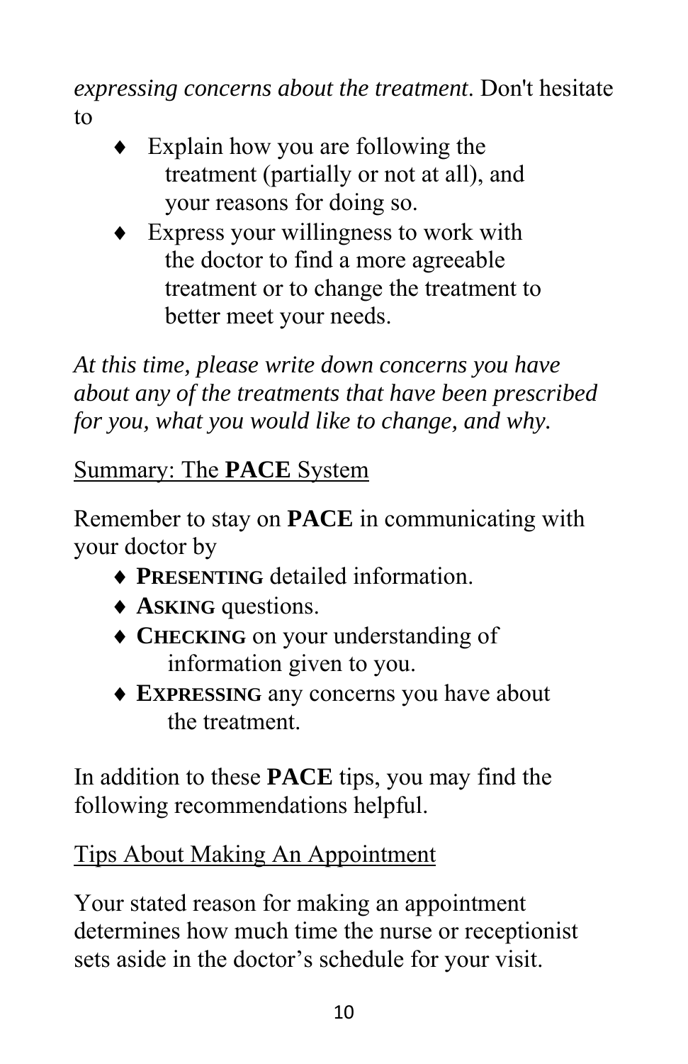*expressing concerns about the treatment*. Don't hesitate to

- Explain how you are following the treatment (partially or not at all), and your reasons for doing so.
- Express your willingness to work with the doctor to find a more agreeable treatment or to change the treatment to better meet your needs.

*At this time, please write down concerns you have about any of the treatments that have been prescribed for you, what you would like to change, and why.*

## Summary: The **PACE** System

Remember to stay on **PACE** in communicating with your doctor by

- **PRESENTING** detailed information.
- **ASKING** questions.
- **CHECKING** on your understanding of information given to you.
- **EXPRESSING** any concerns you have about the treatment.

In addition to these **PACE** tips, you may find the following recommendations helpful.

## Tips About Making An Appointment

Your stated reason for making an appointment determines how much time the nurse or receptionist sets aside in the doctor's schedule for your visit.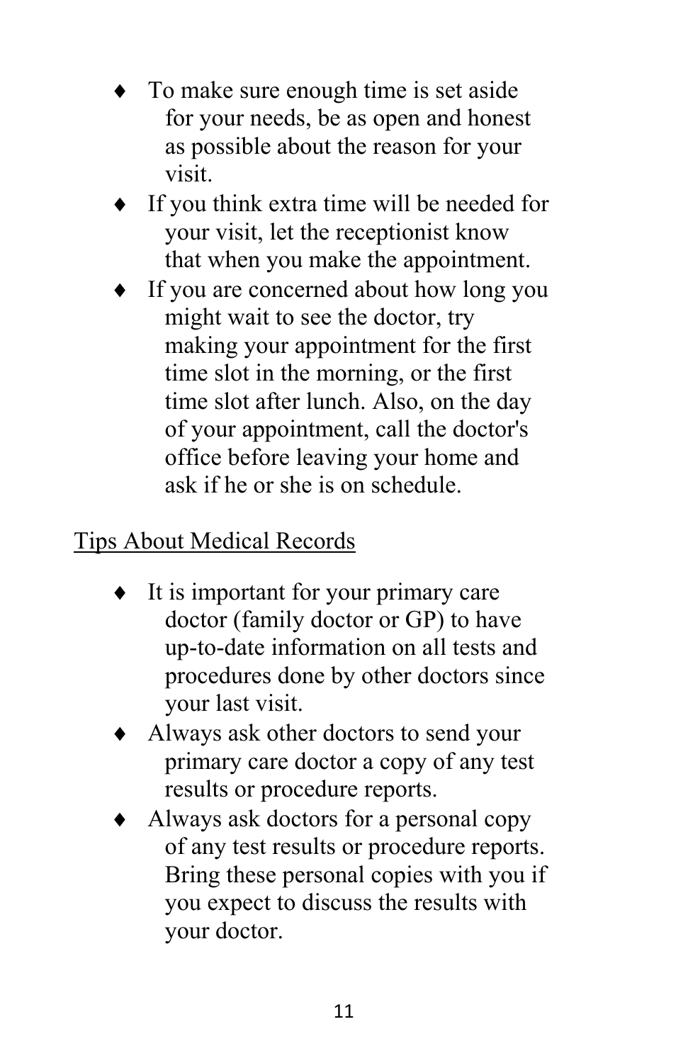- To make sure enough time is set aside for your needs, be as open and honest as possible about the reason for your visit.
- If you think extra time will be needed for your visit, let the receptionist know that when you make the appointment.
- If you are concerned about how long you might wait to see the doctor, try making your appointment for the first time slot in the morning, or the first time slot after lunch. Also, on the day of your appointment, call the doctor's office before leaving your home and ask if he or she is on schedule.

## Tips About Medical Records

- It is important for your primary care doctor (family doctor or GP) to have up-to-date information on all tests and procedures done by other doctors since your last visit.
- Always ask other doctors to send your primary care doctor a copy of any test results or procedure reports.
- Always ask doctors for a personal copy of any test results or procedure reports. Bring these personal copies with you if you expect to discuss the results with your doctor.